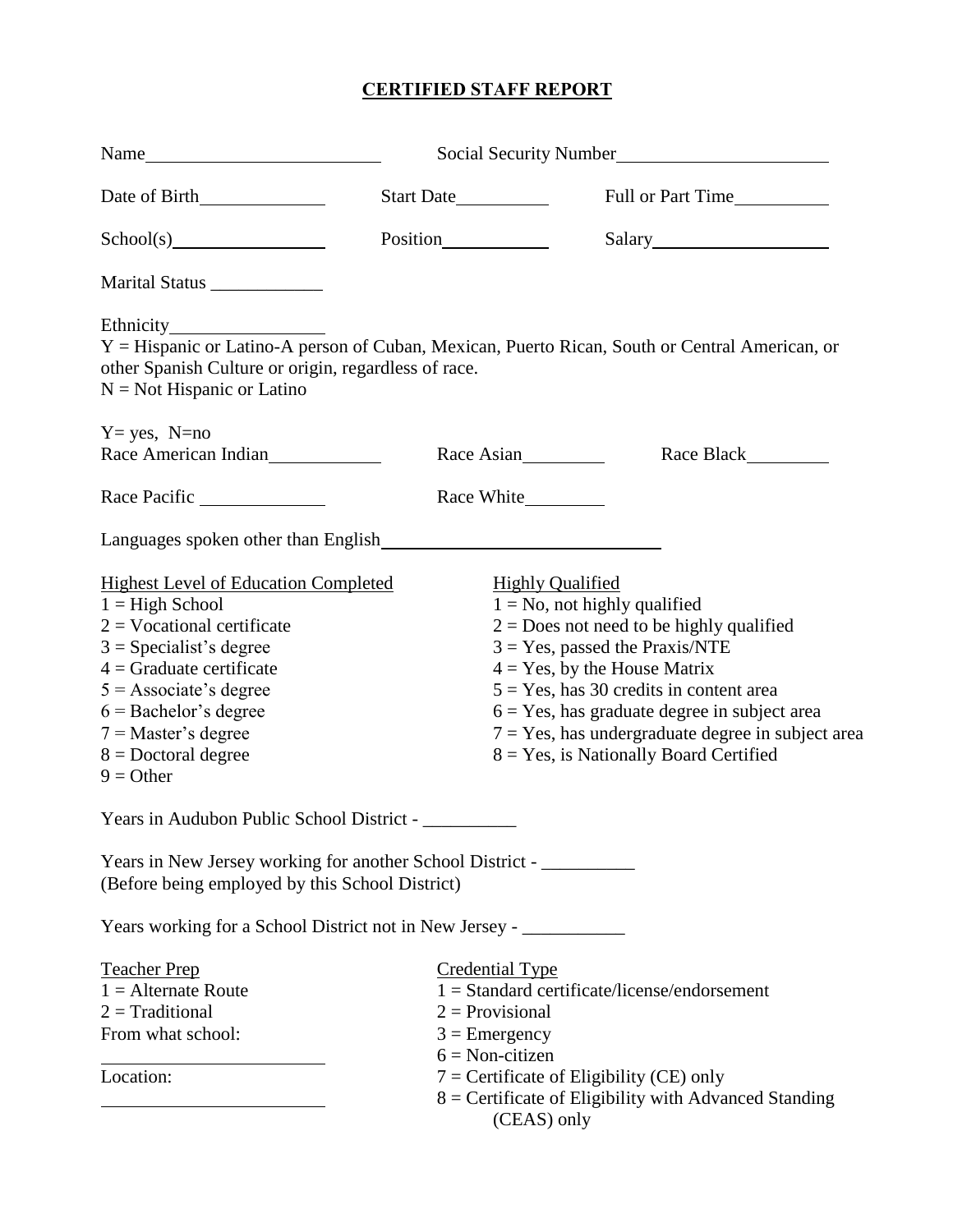# CERTIFIED STAFF REPORT

Name\_\_\_\_\_\_\_\_\_\_\_\_\_\_\_\_\_\_\_\_\_\_\_\_\_\_ Social Security Number\_\_\_\_\_\_\_\_\_\_\_\_\_\_\_\_\_\_\_\_\_\_\_\_

Date of Birth\_\_\_\_\_\_\_\_\_\_\_\_\_\_ Start Date\_\_\_\_\_\_\_\_\_\_\_ Full or Part Time\_\_\_\_\_\_\_\_\_\_\_

School(s)\_\_\_\_\_\_\_\_\_\_\_\_\_\_\_\_\_\_ Position\_\_\_\_\_\_\_\_\_\_\_\_ Salary\_\_\_\_\_\_\_\_\_\_\_\_\_\_\_\_\_\_\_\_

Marital Status \_\_\_\_\_\_\_\_\_\_\_\_

Ethnicity\_\_\_\_\_\_\_\_\_\_\_\_\_\_\_\_\_\_

Y = Hispanic or Latino-A person of Cuban, Mexican, Puerto Rican, South or Central American, or other Spanish Culture or origin, regardless of race.

N = Not Hispanic or Latino

Y= yes, N=no

Race American Indian\_\_\_\_\_\_\_\_\_\_\_\_\_ Race Asian\_\_\_\_\_\_\_\_\_\_ Race Black\_\_\_\_\_\_\_\_\_\_

Race Pacific \_\_\_\_\_\_\_\_\_\_\_\_\_\_ Race White\_\_\_\_\_\_\_\_\_

Languages spoken other than English\_\_\_\_\_\_\_\_\_\_\_\_\_\_\_\_\_\_\_\_\_\_\_\_\_\_\_\_\_\_\_\_

<u>Highest Level of Education Completed</u>

1 = High School
2 = Vocational certificate
3 = Specialist's degree
4 = Graduate certificate
5 = Associate's degree
6 = Bachelor's degree
7 = Master's degree
8 = Doctoral degree
9 = Other

<u>Highly Qualified</u>

1 = No, not highly qualified
2 = Does not need to be highly qualified
3 = Yes, passed the Praxis/NTE
4 = Yes, by the House Matrix
5 = Yes, has 30 credits in content area
6 = Yes, has graduate degree in subject area
7 = Yes, has undergraduate degree in subject area
8 = Yes, is Nationally Board Certified

Years in Audubon Public School District - \_\_\_\_\_\_\_\_\_\_

Years in New Jersey working for another School District - \_\_\_\_\_\_\_\_\_\_
(Before being employed by this School District)

Years working for a School District not in New Jersey - \_\_\_\_\_\_\_\_\_\_\_

<u>Teacher Prep</u>

1 = Alternate Route
2 = Traditional

From what school:

\_\_\_\_\_\_\_\_\_\_\_\_\_\_\_\_\_\_\_\_\_\_\_\_\_

Location:

\_\_\_\_\_\_\_\_\_\_\_\_\_\_\_\_\_\_\_\_\_\_\_\_\_

<u>Credential Type</u>

1 = Standard certificate/license/endorsement
2 = Provisional
3 = Emergency
6 = Non-citizen
7 = Certificate of Eligibility (CE) only
8 = Certificate of Eligibility with Advanced Standing (CEAS) only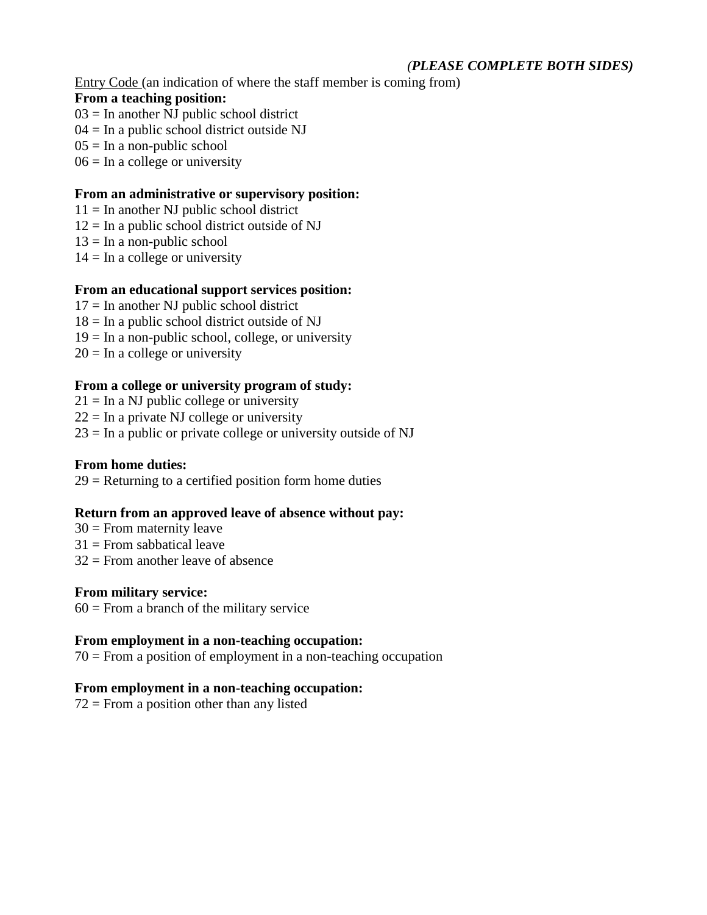*(PLEASE COMPLETE BOTH SIDES)*

Entry Code (an indication of where the staff member is coming from)

**From a teaching position:**

03 = In another NJ public school district
04 = In a public school district outside NJ
05 = In a non-public school
06 = In a college or university

**From an administrative or supervisory position:**

11 = In another NJ public school district
12 = In a public school district outside of NJ
13 = In a non-public school
14 = In a college or university

**From an educational support services position:**

17 = In another NJ public school district
18 = In a public school district outside of NJ
19 = In a non-public school, college, or university
20 = In a college or university

**From a college or university program of study:**

21 = In a NJ public college or university
22 = In a private NJ college or university
23 = In a public or private college or university outside of NJ

**From home duties:**

29 = Returning to a certified position form home duties

**Return from an approved leave of absence without pay:**

30 = From maternity leave
31 = From sabbatical leave
32 = From another leave of absence

**From military service:**

60 = From a branch of the military service

**From employment in a non-teaching occupation:**

70 = From a position of employment in a non-teaching occupation

**From employment in a non-teaching occupation:**

72 = From a position other than any listed